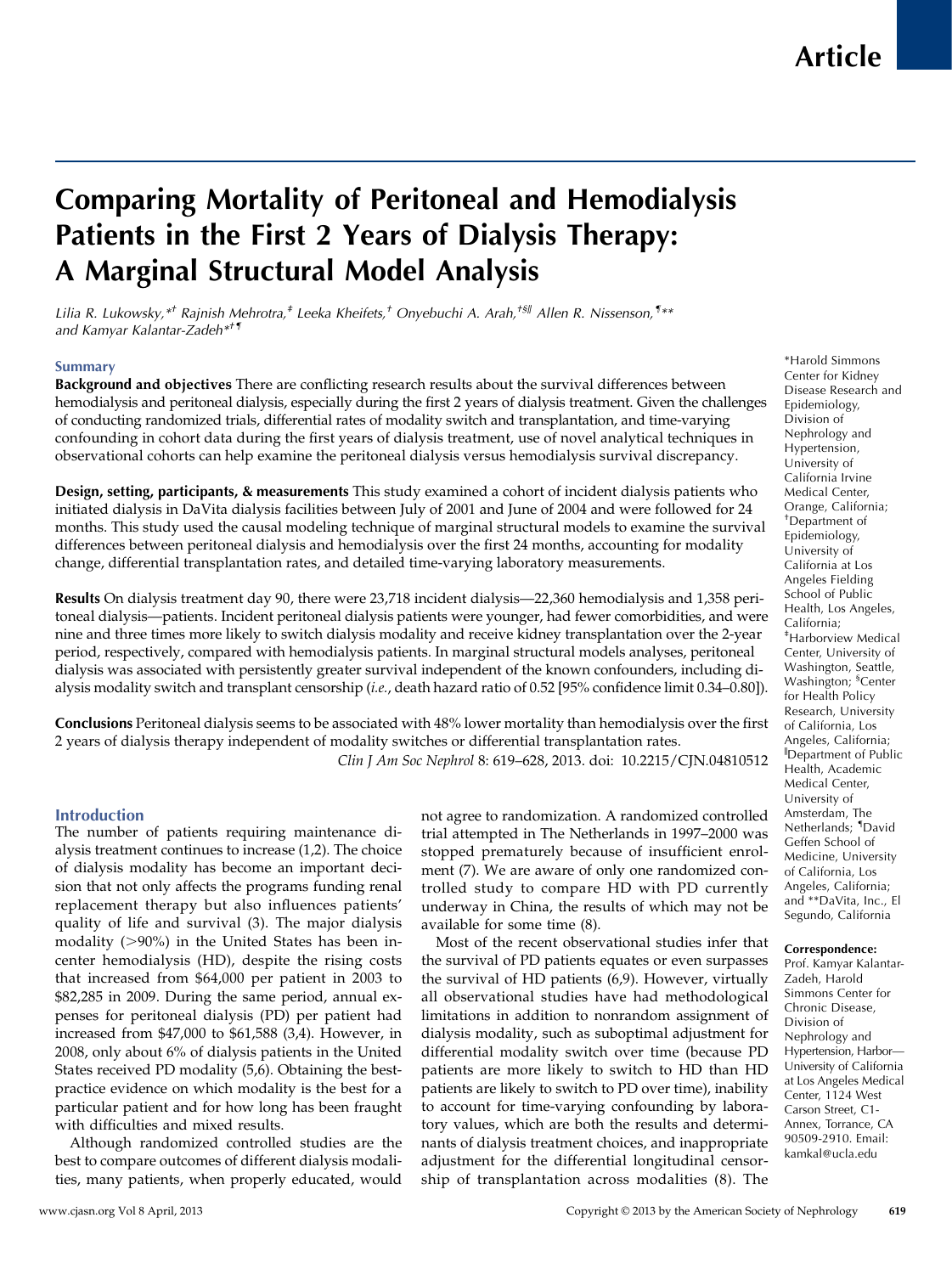Article

# Comparing Mortality of Peritoneal and Hemodialysis Patients in the First 2 Years of Dialysis Therapy: A Marginal Structural Model Analysis

*Lilia R. Lukowsky,*† Rajnish Mehrotra,‡ Leeka Kheifets,† Onyebuchi A. Arah,†§‖ Allen R. Nissenson,¶** and Kamyar Kalantar-Zadeh*†¶*

## Summary

**Background and objectives** There are conflicting research results about the survival differences between hemodialysis and peritoneal dialysis, especially during the first 2 years of dialysis treatment. Given the challenges of conducting randomized trials, differential rates of modality switch and transplantation, and time-varying confounding in cohort data during the first years of dialysis treatment, use of novel analytical techniques in observational cohorts can help examine the peritoneal dialysis versus hemodialysis survival discrepancy.

**Design, setting, participants, & measurements** This study examined a cohort of incident dialysis patients who initiated dialysis in DaVita dialysis facilities between July of 2001 and June of 2004 and were followed for 24 months. This study used the causal modeling technique of marginal structural models to examine the survival differences between peritoneal dialysis and hemodialysis over the first 24 months, accounting for modality change, differential transplantation rates, and detailed time-varying laboratory measurements.

**Results** On dialysis treatment day 90, there were 23,718 incident dialysis—22,360 hemodialysis and 1,358 peritoneal dialysis—patients. Incident peritoneal dialysis patients were younger, had fewer comorbidities, and were nine and three times more likely to switch dialysis modality and receive kidney transplantation over the 2-year period, respectively, compared with hemodialysis patients. In marginal structural models analyses, peritoneal dialysis was associated with persistently greater survival independent of the known confounders, including dialysis modality switch and transplant censorship (*i.e.*, death hazard ratio of 0.52 [95% confidence limit 0.34–0.80]).

**Conclusions** Peritoneal dialysis seems to be associated with 48% lower mortality than hemodialysis over the first 2 years of dialysis therapy independent of modality switches or differential transplantation rates.

*Clin J Am Soc Nephrol* 8: 619–628, 2013. doi: 10.2215/CJN.04810512

*Harold Simmons Center for Kidney Disease Research and Epidemiology, Division of Nephrology and Hypertension, University of California Irvine Medical Center, Orange, California; †Department of Epidemiology, University of California at Los Angeles Fielding School of Public Health, Los Angeles, California; ‡Harborview Medical Center, University of Washington, Seattle, Washington; §Center for Health Policy Research, University of California, Los Angeles, California; ‖Department of Public Health, Academic Medical Center, University of Amsterdam, The Netherlands; ¶David Geffen School of Medicine, University of California, Los Angeles, California; and **DaVita, Inc., El Segundo, California

**Correspondence:** Prof. Kamyar Kalantar-Zadeh, Harold Simmons Center for Chronic Disease, Division of Nephrology and Hypertension, Harbor—University of California at Los Angeles Medical Center, 1124 West Carson Street, C1-Annex, Torrance, CA 90509-2910. Email: kamkal@ucla.edu

## Introduction

The number of patients requiring maintenance dialysis treatment continues to increase (1,2). The choice of dialysis modality has become an important decision that not only affects the programs funding renal replacement therapy but also influences patients' quality of life and survival (3). The major dialysis modality (>90%) in the United States has been in-center hemodialysis (HD), despite the rising costs that increased from \$64,000 per patient in 2003 to \$82,285 in 2009. During the same period, annual expenses for peritoneal dialysis (PD) per patient had increased from \$47,000 to \$61,588 (3,4). However, in 2008, only about 6% of dialysis patients in the United States received PD modality (5,6). Obtaining the best-practice evidence on which modality is the best for a particular patient and for how long has been fraught with difficulties and mixed results.

Although randomized controlled studies are the best to compare outcomes of different dialysis modalities, many patients, when properly educated, would not agree to randomization. A randomized controlled trial attempted in The Netherlands in 1997–2000 was stopped prematurely because of insufficient enrolment (7). We are aware of only one randomized controlled study to compare HD with PD currently underway in China, the results of which may not be available for some time (8).

Most of the recent observational studies infer that the survival of PD patients equates or even surpasses the survival of HD patients (6,9). However, virtually all observational studies have had methodological limitations in addition to nonrandom assignment of dialysis modality, such as suboptimal adjustment for differential modality switch over time (because PD patients are more likely to switch to HD than HD patients are likely to switch to PD over time), inability to account for time-varying confounding by laboratory values, which are both the results and determinants of dialysis treatment choices, and inappropriate adjustment for the differential longitudinal censorship of transplantation across modalities (8). The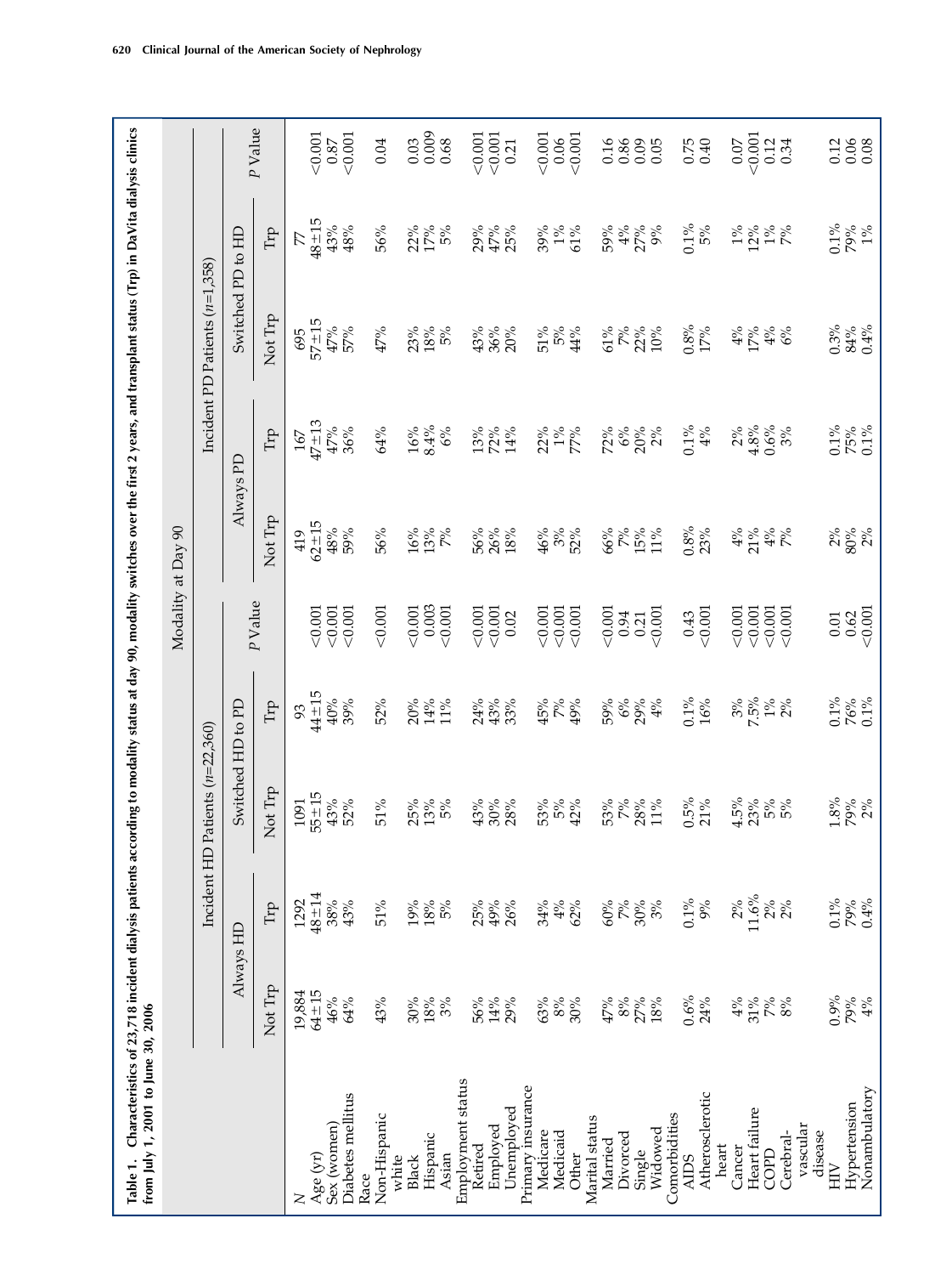**Table 1. Characteristics of 23,718 incident dialysis patients according to modality status at day 90, modality switches over the first 2 years, and transplant status (Trp) in DaVita dialysis clinics from July 1, 2001 to June 30, 2006**

| | Modality at Day 90 | | | | | | | | | |
|---|---|---|---|---|---|---|---|---|---|---|
| | Incident HD Patients (n=22,360) | | | | | Incident PD Patients (n=1,358) | | | | |
| | Always HD | | Switched HD to PD | | P Value | Always PD | | Switched PD to HD | | P Value |
| | Not Trp | Trp | Not Trp | Trp | | Not Trp | Trp | Not Trp | Trp | |
| N | 19,884 | 1292 | 1091 | 93 | | 419 | 167 | 695 | 77 | |
| Age (yr) | 64±15 | 48±14 | 55±15 | 44±15 | <0.001 | 62±15 | 47±13 | 57±15 | 48±15 | <0.001 |
| Sex (women) | 46% | 38% | 43% | 40% | <0.001 | 48% | 47% | 47% | 43% | 0.87 |
| Diabetes mellitus | 64% | 43% | 52% | 39% | <0.001 | 59% | 36% | 57% | 48% | <0.001 |
| Race | | | | | | | | | | |
| Non-Hispanic white | 43% | 51% | 51% | 52% | <0.001 | 56% | 64% | 47% | 56% | 0.04 |
| Black | 30% | 19% | 25% | 20% | <0.001 | 16% | 16% | 23% | 22% | 0.03 |
| Hispanic | 18% | 18% | 13% | 14% | 0.003 | 13% | 8.4% | 18% | 17% | 0.009 |
| Asian | 3% | 5% | 5% | 11% | <0.001 | 7% | 6% | 5% | 5% | 0.68 |
| Employment status | | | | | | | | | | |
| Retired | 56% | 25% | 43% | 24% | <0.001 | 56% | 13% | 43% | 29% | <0.001 |
| Employed | 14% | 49% | 30% | 43% | <0.001 | 26% | 72% | 36% | 47% | <0.001 |
| Unemployed | 29% | 26% | 28% | 33% | 0.02 | 18% | 14% | 20% | 25% | 0.21 |
| Primary insurance | | | | | | | | | | |
| Medicare | 63% | 34% | 53% | 45% | <0.001 | 46% | 22% | 51% | 39% | <0.001 |
| Medicaid | 8% | 4% | 5% | 7% | <0.001 | 3% | 1% | 5% | 1% | 0.06 |
| Other | 30% | 62% | 42% | 49% | <0.001 | 52% | 77% | 44% | 61% | <0.001 |
| Marital status | | | | | | | | | | |
| Married | 47% | 60% | 53% | 59% | <0.001 | 66% | 72% | 61% | 59% | 0.16 |
| Divorced | 8% | 7% | 7% | 6% | 0.94 | 7% | 6% | 7% | 4% | 0.86 |
| Single | 27% | 30% | 28% | 29% | 0.21 | 15% | 20% | 22% | 27% | 0.09 |
| Widowed | 18% | 3% | 11% | 4% | <0.001 | 11% | 2% | 10% | 9% | 0.05 |
| Comorbidities | | | | | | | | | | |
| AIDS | 0.6% | 0.1% | 0.5% | 0.1% | 0.43 | 0.8% | 0.1% | 0.8% | 0.1% | 0.75 |
| Atherosclerotic heart | 24% | 9% | 21% | 16% | <0.001 | 23% | 4% | 17% | 5% | 0.40 |
| Cancer | 4% | 2% | 4.5% | 3% | <0.001 | 4% | 2% | 4% | 1% | 0.07 |
| Heart failure | 31% | 11.6% | 23% | 7.5% | <0.001 | 21% | 4.8% | 17% | 12% | <0.001 |
| COPD | 7% | 2% | 5% | 1% | <0.001 | 4% | 0.6% | 4% | 1% | 0.12 |
| Cerebral-vascular disease | 8% | 2% | 5% | 2% | <0.001 | 7% | 3% | 6% | 7% | 0.34 |
| HIV | 0.9% | 0.1% | 1.8% | 0.1% | 0.01 | 2% | 0.1% | 0.3% | 0.1% | 0.12 |
| Hypertension | 79% | 79% | 79% | 76% | 0.62 | 80% | 75% | 84% | 79% | 0.06 |
| Nonambulatory | 4% | 0.4% | 2% | 0.1% | <0.001 | 2% | 0.1% | 0.4% | 1% | 0.08 |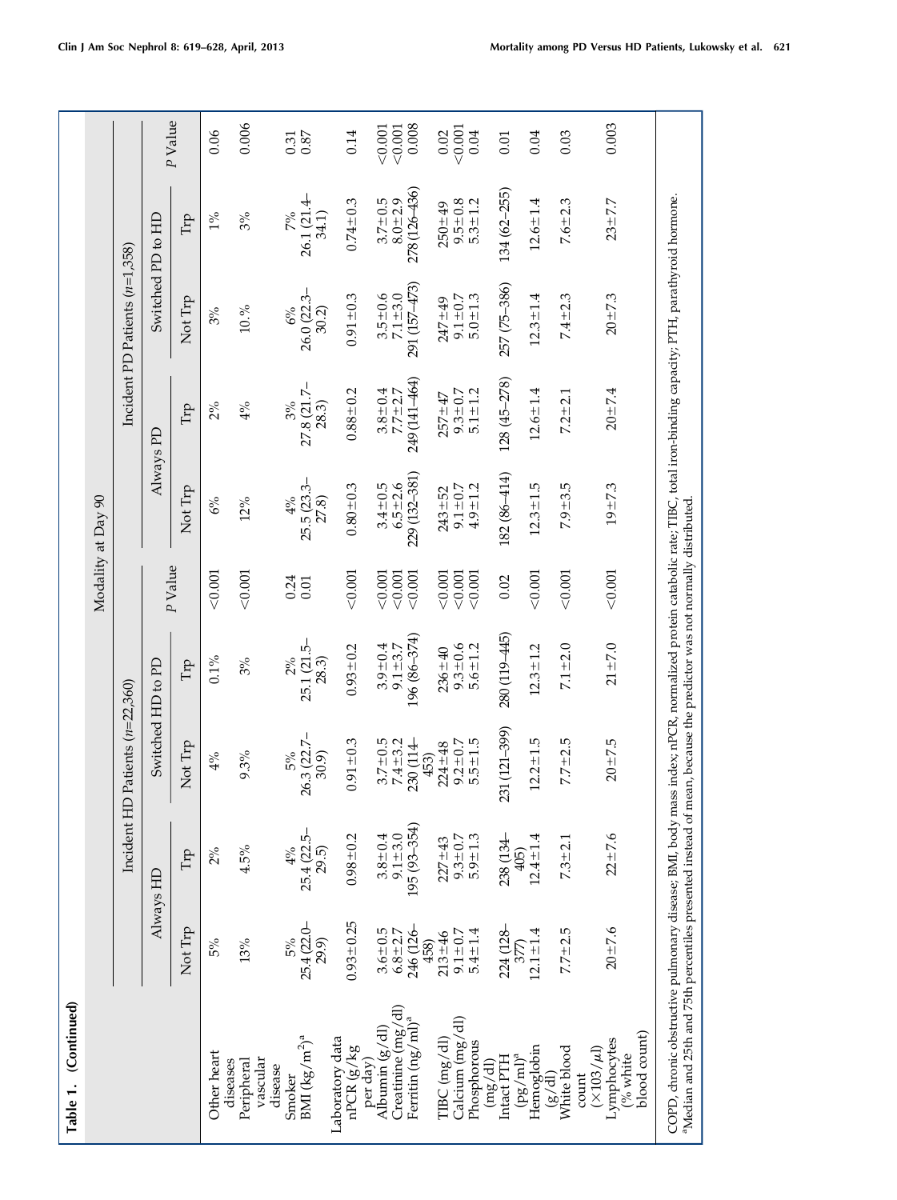**Table 1. (Continued)**

| | Modality at Day 90 | | | | | | | | | | |
|---|---|---|---|---|---|---|---|---|---|---|---|
| | Incident HD Patients (n=22,360) | | | | | Incident PD Patients (n=1,358) | | | | | |
| | Always HD | | Switched HD to PD | | P Value | Always PD | | Switched PD to HD | | | P Value |
| | Not Trp | Trp | Not Trp | Trp | | Not Trp | Trp | Not Trp | Trp | | |
| Other heart diseases | 5% | 2% | 4% | 0.1% | <0.001 | 6% | 2% | 3% | 1% | | 0.06 |
| Peripheral vascular disease | 13% | 4.5% | 9.3% | 3% | <0.001 | 12% | 4% | 10.% | 3% | | 0.006 |
| Smoker | 5% | 4% | 5% | 2% | 0.24 | 4% | 3% | 6% | 7% | | 0.31 |
| BMI (kg/m$^2$)[a] | 25.4 (22.0–29.9) | 25.4 (22.5–29.5) | 26.3 (22.7–30.9) | 25.1 (21.5–28.3) | 0.01 | 25.5 (23.3–27.8) | 27.8 (21.7–28.3) | 26.0 (22.3–30.2) | 26.1 (21.4–34.1) | | 0.87 |
| Laboratory data | | | | | | | | | | | |
| nPCR (g/kg per day) | 0.93±0.25 | 0.98±0.2 | 0.91±0.3 | 0.93±0.2 | <0.001 | 0.80±0.3 | 0.88±0.2 | 0.91±0.3 | 0.74±0.3 | | 0.14 |
| Albumin (g/dl) | 3.6±0.5 | 3.8±0.4 | 3.7±0.5 | 3.9±0.4 | <0.001 | 3.4±0.5 | 3.8±0.4 | 3.5±0.6 | 3.7±0.5 | | <0.001 |
| Creatinine (mg/dl) | 6.8±2.7 | 9.1±3.0 | 7.4±3.2 | 9.1±3.7 | <0.001 | 6.5±2.6 | 7.7±2.7 | 7.1±3.0 | 8.0±2.9 | | <0.001 |
| Ferritin (ng/ml)[a] | 246 (126–458) | 195 (93–354) | 230 (114–453) | 196 (86–374) | <0.001 | 229 (132–381) | 249 (141–464) | 291 (157–473) | 278 (126–436) | | 0.008 |
| TIBC (mg/dl) | 213±46 | 227±43 | 224±48 | 236±40 | <0.001 | 243±52 | 257±47 | 247±49 | 250±49 | | 0.02 |
| Calcium (mg/dl) | 9.1±0.7 | 9.3±0.7 | 9.2±0.7 | 9.3±0.6 | <0.001 | 9.1±0.7 | 9.3±0.7 | 9.1±0.7 | 9.5±0.8 | | <0.001 |
| Phosphorous (mg/dl) | 5.4±1.4 | 5.9±1.3 | 5.5±1.5 | 5.6±1.2 | <0.001 | 4.9±1.2 | 5.1±1.2 | 5.0±1.3 | 5.3±1.2 | | 0.04 |
| Intact PTH (pg/ml)[a] | 224 (128–377) | 238 (134–405) | 231 (121–399) | 280 (119–445) | 0.02 | 182 (86–414) | 128 (45–278) | 257 (75–386) | 134 (62–255) | | 0.01 |
| Hemoglobin (g/dl) | 12.1±1.4 | 12.4±1.4 | 12.2±1.5 | 12.3±1.2 | <0.001 | 12.3±1.5 | 12.6±1.4 | 12.3±1.4 | 12.6±1.4 | | 0.04 |
| White blood count (×103/μl) | 7.7±2.5 | 7.3±2.1 | 7.7±2.5 | 7.1±2.0 | <0.001 | 7.9±3.5 | 7.2±2.1 | 7.4±2.3 | 7.6±2.3 | | 0.03 |
| Lymphocytes (% white blood count) | 20±7.6 | 22±7.6 | 20±7.5 | 21±7.0 | <0.001 | 19±7.3 | 20±7.4 | 20±7.3 | 23±7.7 | | 0.003 |

COPD, chronic obstructive pulmonary disease; BMI, body mass index; nPCR, normalized protein catabolic rate; TIBC, total iron-binding capacity; PTH, parathyroid hormone.
[a]Median and 25th and 75th percentiles presented instead of mean, because the predictor was not normally distributed.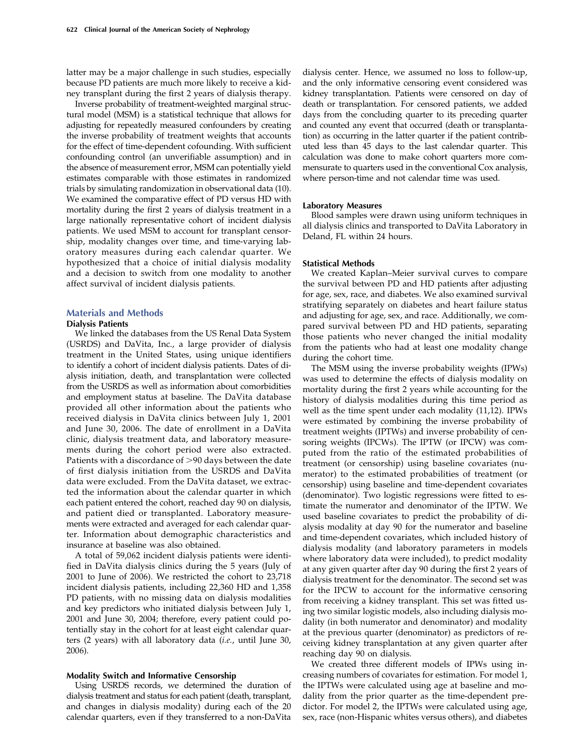latter may be a major challenge in such studies, especially because PD patients are much more likely to receive a kidney transplant during the first 2 years of dialysis therapy.

Inverse probability of treatment-weighted marginal structural model (MSM) is a statistical technique that allows for adjusting for repeatedly measured confounders by creating the inverse probability of treatment weights that accounts for the effect of time-dependent cofounding. With sufficient confounding control (an unverifiable assumption) and in the absence of measurement error, MSM can potentially yield estimates comparable with those estimates in randomized trials by simulating randomization in observational data (10). We examined the comparative effect of PD versus HD with mortality during the first 2 years of dialysis treatment in a large nationally representative cohort of incident dialysis patients. We used MSM to account for transplant censorship, modality changes over time, and time-varying laboratory measures during each calendar quarter. We hypothesized that a choice of initial dialysis modality and a decision to switch from one modality to another affect survival of incident dialysis patients.

## Materials and Methods

### Dialysis Patients

We linked the databases from the US Renal Data System (USRDS) and DaVita, Inc., a large provider of dialysis treatment in the United States, using unique identifiers to identify a cohort of incident dialysis patients. Dates of dialysis initiation, death, and transplantation were collected from the USRDS as well as information about comorbidities and employment status at baseline. The DaVita database provided all other information about the patients who received dialysis in DaVita clinics between July 1, 2001 and June 30, 2006. The date of enrollment in a DaVita clinic, dialysis treatment data, and laboratory measurements during the cohort period were also extracted. Patients with a discordance of >90 days between the date of first dialysis initiation from the USRDS and DaVita data were excluded. From the DaVita dataset, we extracted the information about the calendar quarter in which each patient entered the cohort, reached day 90 on dialysis, and patient died or transplanted. Laboratory measurements were extracted and averaged for each calendar quarter. Information about demographic characteristics and insurance at baseline was also obtained.

A total of 59,062 incident dialysis patients were identified in DaVita dialysis clinics during the 5 years (July of 2001 to June of 2006). We restricted the cohort to 23,718 incident dialysis patients, including 22,360 HD and 1,358 PD patients, with no missing data on dialysis modalities and key predictors who initiated dialysis between July 1, 2001 and June 30, 2004; therefore, every patient could potentially stay in the cohort for at least eight calendar quarters (2 years) with all laboratory data (*i.e.*, until June 30, 2006).

### Modality Switch and Informative Censorship

Using USRDS records, we determined the duration of dialysis treatment and status for each patient (death, transplant, and changes in dialysis modality) during each of the 20 calendar quarters, even if they transferred to a non-DaVita dialysis center. Hence, we assumed no loss to follow-up, and the only informative censoring event considered was kidney transplantation. Patients were censored on day of death or transplantation. For censored patients, we added days from the concluding quarter to its preceding quarter and counted any event that occurred (death or transplantation) as occurring in the latter quarter if the patient contributed less than 45 days to the last calendar quarter. This calculation was done to make cohort quarters more commensurate to quarters used in the conventional Cox analysis, where person-time and not calendar time was used.

### Laboratory Measures

Blood samples were drawn using uniform techniques in all dialysis clinics and transported to DaVita Laboratory in Deland, FL within 24 hours.

### Statistical Methods

We created Kaplan–Meier survival curves to compare the survival between PD and HD patients after adjusting for age, sex, race, and diabetes. We also examined survival stratifying separately on diabetes and heart failure status and adjusting for age, sex, and race. Additionally, we compared survival between PD and HD patients, separating those patients who never changed the initial modality from the patients who had at least one modality change during the cohort time.

The MSM using the inverse probability weights (IPWs) was used to determine the effects of dialysis modality on mortality during the first 2 years while accounting for the history of dialysis modalities during this time period as well as the time spent under each modality (11,12). IPWs were estimated by combining the inverse probability of treatment weights (IPTWs) and inverse probability of censoring weights (IPCWs). The IPTW (or IPCW) was computed from the ratio of the estimated probabilities of treatment (or censorship) using baseline covariates (numerator) to the estimated probabilities of treatment (or censorship) using baseline and time-dependent covariates (denominator). Two logistic regressions were fitted to estimate the numerator and denominator of the IPTW. We used baseline covariates to predict the probability of dialysis modality at day 90 for the numerator and baseline and time-dependent covariates, which included history of dialysis modality (and laboratory parameters in models where laboratory data were included), to predict modality at any given quarter after day 90 during the first 2 years of dialysis treatment for the denominator. The second set was for the IPCW to account for the informative censoring from receiving a kidney transplant. This set was fitted using two similar logistic models, also including dialysis modality (in both numerator and denominator) and modality at the previous quarter (denominator) as predictors of receiving kidney transplantation at any given quarter after reaching day 90 on dialysis.

We created three different models of IPWs using increasing numbers of covariates for estimation. For model 1, the IPTWs were calculated using age at baseline and modality from the prior quarter as the time-dependent predictor. For model 2, the IPTWs were calculated using age, sex, race (non-Hispanic whites versus others), and diabetes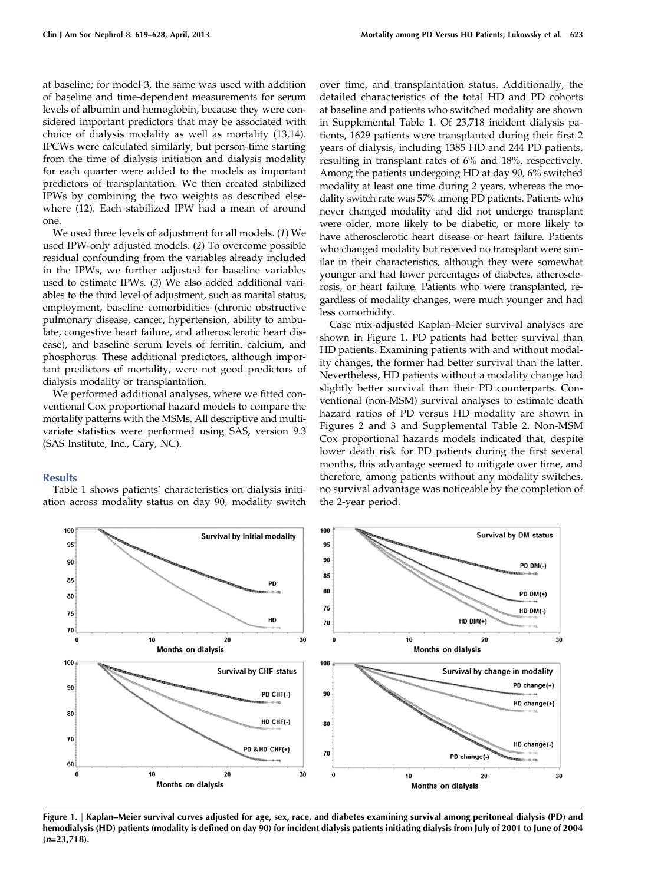at baseline; for model 3, the same was used with addition of baseline and time-dependent measurements for serum levels of albumin and hemoglobin, because they were considered important predictors that may be associated with choice of dialysis modality as well as mortality (13,14). IPCWs were calculated similarly, but person-time starting from the time of dialysis initiation and dialysis modality for each quarter were added to the models as important predictors of transplantation. We then created stabilized IPWs by combining the two weights as described elsewhere (12). Each stabilized IPW had a mean of around one.

We used three levels of adjustment for all models. (*1*) We used IPW-only adjusted models. (*2*) To overcome possible residual confounding from the variables already included in the IPWs, we further adjusted for baseline variables used to estimate IPWs. (*3*) We also added additional variables to the third level of adjustment, such as marital status, employment, baseline comorbidities (chronic obstructive pulmonary disease, cancer, hypertension, ability to ambulate, congestive heart failure, and atherosclerotic heart disease), and baseline serum levels of ferritin, calcium, and phosphorus. These additional predictors, although important predictors of mortality, were not good predictors of dialysis modality or transplantation.

We performed additional analyses, where we fitted conventional Cox proportional hazard models to compare the mortality patterns with the MSMs. All descriptive and multivariate statistics were performed using SAS, version 9.3 (SAS Institute, Inc., Cary, NC).

## Results

Table 1 shows patients' characteristics on dialysis initiation across modality status on day 90, modality switch over time, and transplantation status. Additionally, the detailed characteristics of the total HD and PD cohorts at baseline and patients who switched modality are shown in Supplemental Table 1. Of 23,718 incident dialysis patients, 1629 patients were transplanted during their first 2 years of dialysis, including 1385 HD and 244 PD patients, resulting in transplant rates of 6% and 18%, respectively. Among the patients undergoing HD at day 90, 6% switched modality at least one time during 2 years, whereas the modality switch rate was 57% among PD patients. Patients who never changed modality and did not undergo transplant were older, more likely to be diabetic, or more likely to have atherosclerotic heart disease or heart failure. Patients who changed modality but received no transplant were similar in their characteristics, although they were somewhat younger and had lower percentages of diabetes, atherosclerosis, or heart failure. Patients who were transplanted, regardless of modality changes, were much younger and had less comorbidity.

Case mix-adjusted Kaplan–Meier survival analyses are shown in Figure 1. PD patients had better survival than HD patients. Examining patients with and without modality changes, the former had better survival than the latter. Nevertheless, HD patients without a modality change had slightly better survival than their PD counterparts. Conventional (non-MSM) survival analyses to estimate death hazard ratios of PD versus HD modality are shown in Figures 2 and 3 and Supplemental Table 2. Non-MSM Cox proportional hazards models indicated that, despite lower death risk for PD patients during the first several months, this advantage seemed to mitigate over time, and therefore, among patients without any modality switches, no survival advantage was noticeable by the completion of the 2-year period.

**Figure 1.** | **Kaplan–Meier survival curves adjusted for age, sex, race, and diabetes examining survival among peritoneal dialysis (PD) and hemodialysis (HD) patients (modality is defined on day 90) for incident dialysis patients initiating dialysis from July of 2001 to June of 2004 (*n*=23,718).**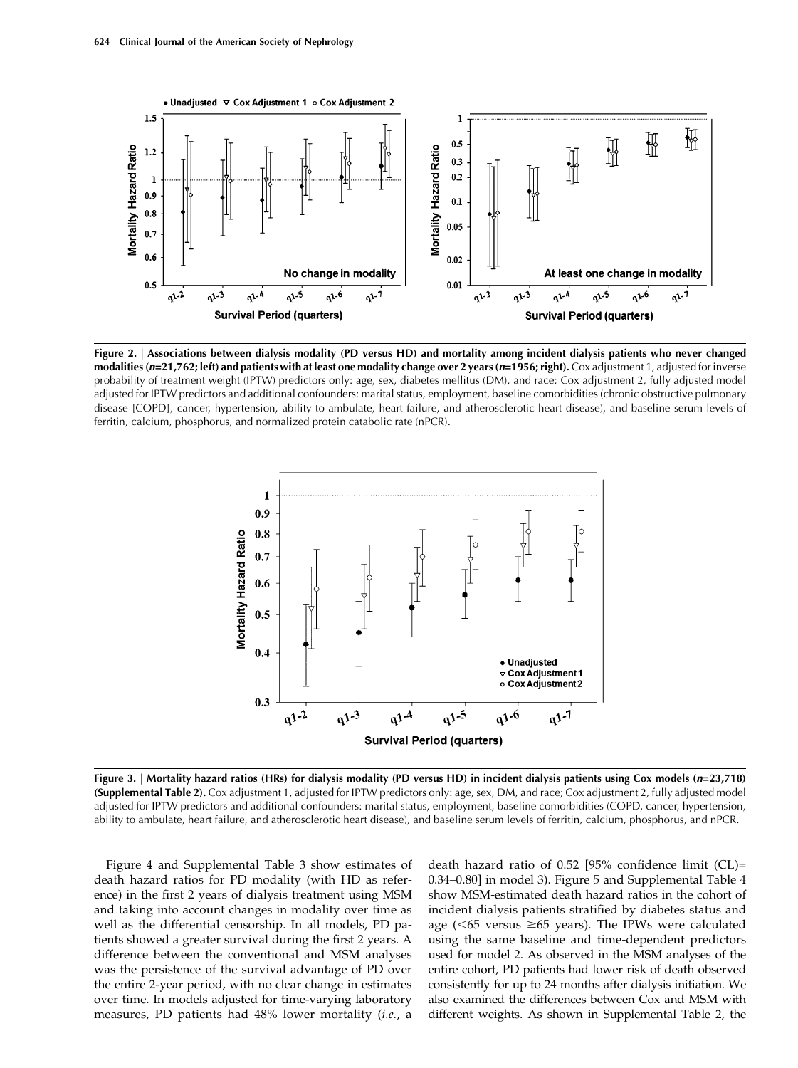**Figure 2.** | **Associations between dialysis modality (PD versus HD) and mortality among incident dialysis patients who never changed modalities (*n*=21,762; left) and patients with at least one modality change over 2 years (*n*=1956; right).** Cox adjustment 1, adjusted for inverse probability of treatment weight (IPTW) predictors only: age, sex, diabetes mellitus (DM), and race; Cox adjustment 2, fully adjusted model adjusted for IPTW predictors and additional confounders: marital status, employment, baseline comorbidities (chronic obstructive pulmonary disease [COPD], cancer, hypertension, ability to ambulate, heart failure, and atherosclerotic heart disease), and baseline serum levels of ferritin, calcium, phosphorus, and normalized protein catabolic rate (nPCR).

**Figure 3.** | **Mortality hazard ratios (HRs) for dialysis modality (PD versus HD) in incident dialysis patients using Cox models (*n*=23,718) (Supplemental Table 2).** Cox adjustment 1, adjusted for IPTW predictors only: age, sex, DM, and race; Cox adjustment 2, fully adjusted model adjusted for IPTW predictors and additional confounders: marital status, employment, baseline comorbidities (COPD, cancer, hypertension, ability to ambulate, heart failure, and atherosclerotic heart disease), and baseline serum levels of ferritin, calcium, phosphorus, and nPCR.

Figure 4 and Supplemental Table 3 show estimates of death hazard ratios for PD modality (with HD as reference) in the first 2 years of dialysis treatment using MSM and taking into account changes in modality over time as well as the differential censorship. In all models, PD patients showed a greater survival during the first 2 years. A difference between the conventional and MSM analyses was the persistence of the survival advantage of PD over the entire 2-year period, with no clear change in estimates over time. In models adjusted for time-varying laboratory measures, PD patients had 48% lower mortality (*i.e.*, a death hazard ratio of 0.52 [95% confidence limit (CL)= 0.34–0.80] in model 3). Figure 5 and Supplemental Table 4 show MSM-estimated death hazard ratios in the cohort of incident dialysis patients stratified by diabetes status and age (<65 versus ≥65 years). The IPWs were calculated using the same baseline and time-dependent predictors used for model 2. As observed in the MSM analyses of the entire cohort, PD patients had lower risk of death observed consistently for up to 24 months after dialysis initiation. We also examined the differences between Cox and MSM with different weights. As shown in Supplemental Table 2, the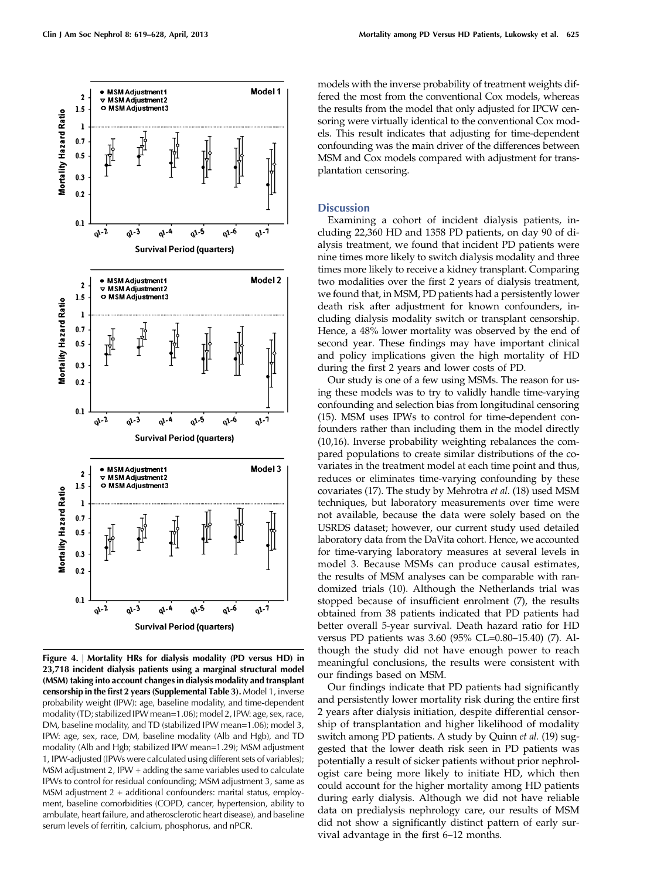Figure 4. | Mortality HRs for dialysis modality (PD versus HD) in 23,718 incident dialysis patients using a marginal structural model (MSM) taking into account changes in dialysis modality and transplant censorship in the first 2 years (Supplemental Table 3). Model 1, inverse probability weight (IPW): age, baseline modality, and time-dependent modality (TD; stabilized IPW mean=1.06); model 2, IPW: age, sex, race, DM, baseline modality, and TD (stabilized IPW mean=1.06); model 3, IPW: age, sex, race, DM, baseline modality (Alb and Hgb), and TD modality (Alb and Hgb; stabilized IPW mean=1.29); MSM adjustment 1, IPW-adjusted (IPWs were calculated using different sets of variables); MSM adjustment 2, IPW + adding the same variables used to calculate IPWs to control for residual confounding; MSM adjustment 3, same as MSM adjustment 2 + additional confounders: marital status, employment, baseline comorbidities (COPD, cancer, hypertension, ability to ambulate, heart failure, and atherosclerotic heart disease), and baseline serum levels of ferritin, calcium, phosphorus, and nPCR.

models with the inverse probability of treatment weights differed the most from the conventional Cox models, whereas the results from the model that only adjusted for IPCW censoring were virtually identical to the conventional Cox models. This result indicates that adjusting for time-dependent confounding was the main driver of the differences between MSM and Cox models compared with adjustment for transplantation censoring.

## Discussion

Examining a cohort of incident dialysis patients, including 22,360 HD and 1358 PD patients, on day 90 of dialysis treatment, we found that incident PD patients were nine times more likely to switch dialysis modality and three times more likely to receive a kidney transplant. Comparing two modalities over the first 2 years of dialysis treatment, we found that, in MSM, PD patients had a persistently lower death risk after adjustment for known confounders, including dialysis modality switch or transplant censorship. Hence, a 48% lower mortality was observed by the end of second year. These findings may have important clinical and policy implications given the high mortality of HD during the first 2 years and lower costs of PD.

Our study is one of a few using MSMs. The reason for using these models was to try to validly handle time-varying confounding and selection bias from longitudinal censoring (15). MSM uses IPWs to control for time-dependent confounders rather than including them in the model directly (10,16). Inverse probability weighting rebalances the compared populations to create similar distributions of the covariates in the treatment model at each time point and thus, reduces or eliminates time-varying confounding by these covariates (17). The study by Mehrotra *et al.* (18) used MSM techniques, but laboratory measurements over time were not available, because the data were solely based on the USRDS dataset; however, our current study used detailed laboratory data from the DaVita cohort. Hence, we accounted for time-varying laboratory measures at several levels in model 3. Because MSMs can produce causal estimates, the results of MSM analyses can be comparable with randomized trials (10). Although the Netherlands trial was stopped because of insufficient enrolment (7), the results obtained from 38 patients indicated that PD patients had better overall 5-year survival. Death hazard ratio for HD versus PD patients was 3.60 (95% CL=0.80–15.40) (7). Although the study did not have enough power to reach meaningful conclusions, the results were consistent with our findings based on MSM.

Our findings indicate that PD patients had significantly and persistently lower mortality risk during the entire first 2 years after dialysis initiation, despite differential censorship of transplantation and higher likelihood of modality switch among PD patients. A study by Quinn *et al.* (19) suggested that the lower death risk seen in PD patients was potentially a result of sicker patients without prior nephrologist care being more likely to initiate HD, which then could account for the higher mortality among HD patients during early dialysis. Although we did not have reliable data on predialysis nephrology care, our results of MSM did not show a significantly distinct pattern of early survival advantage in the first 6–12 months.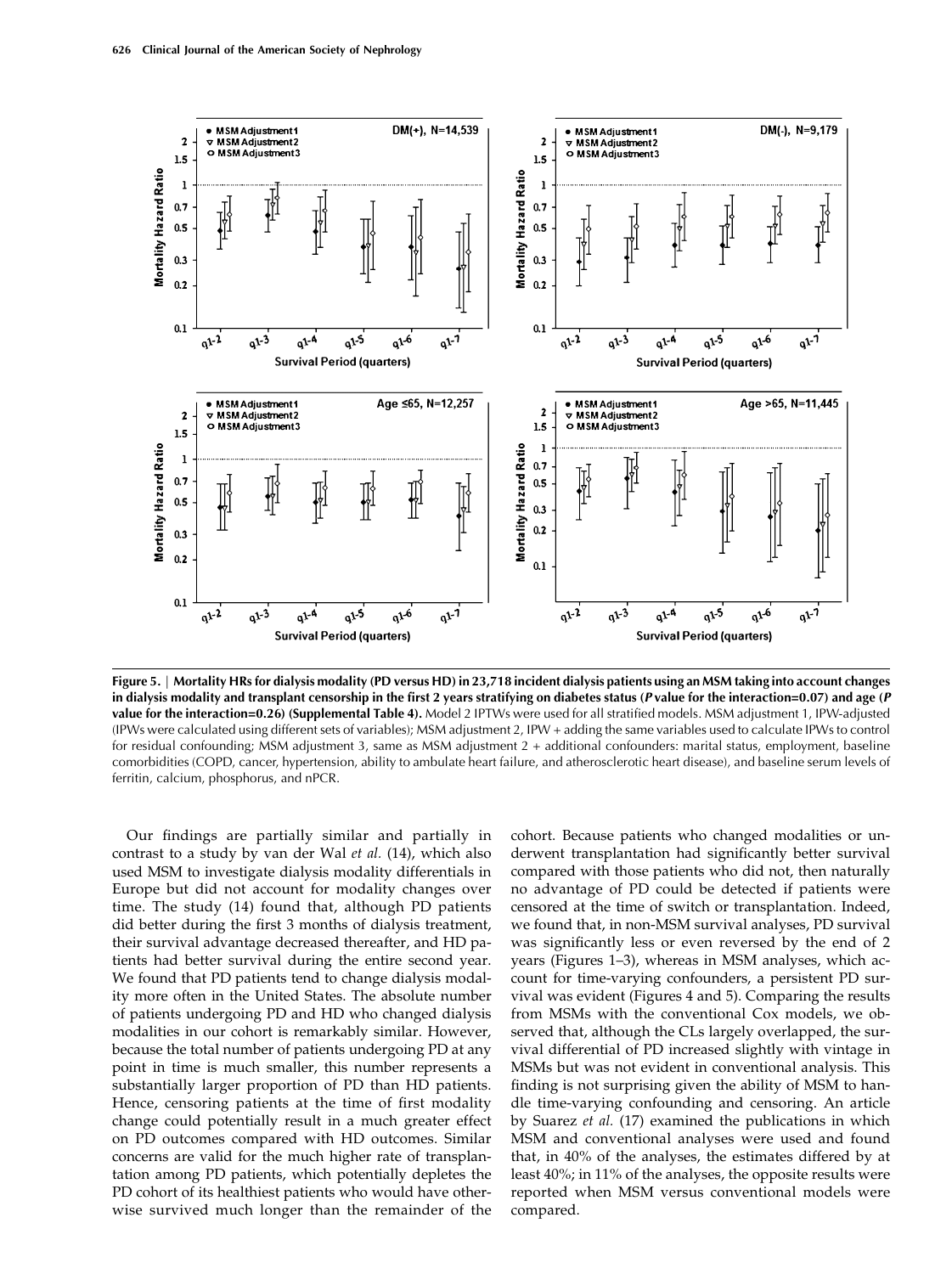**Figure 5.** | **Mortality HRs for dialysis modality (PD versus HD) in 23,718 incident dialysis patients using an MSM taking into account changes in dialysis modality and transplant censorship in the first 2 years stratifying on diabetes status (*P* value for the interaction=0.07) and age (*P* value for the interaction=0.26) (Supplemental Table 4).** Model 2 IPTWs were used for all stratified models. MSM adjustment 1, IPW-adjusted (IPWs were calculated using different sets of variables); MSM adjustment 2, IPW + adding the same variables used to calculate IPWs to control for residual confounding; MSM adjustment 3, same as MSM adjustment 2 + additional confounders: marital status, employment, baseline comorbidities (COPD, cancer, hypertension, ability to ambulate heart failure, and atherosclerotic heart disease), and baseline serum levels of ferritin, calcium, phosphorus, and nPCR.

Our findings are partially similar and partially in contrast to a study by van der Wal *et al.* (14), which also used MSM to investigate dialysis modality differentials in Europe but did not account for modality changes over time. The study (14) found that, although PD patients did better during the first 3 months of dialysis treatment, their survival advantage decreased thereafter, and HD patients had better survival during the entire second year. We found that PD patients tend to change dialysis modality more often in the United States. The absolute number of patients undergoing PD and HD who changed dialysis modalities in our cohort is remarkably similar. However, because the total number of patients undergoing PD at any point in time is much smaller, this number represents a substantially larger proportion of PD than HD patients. Hence, censoring patients at the time of first modality change could potentially result in a much greater effect on PD outcomes compared with HD outcomes. Similar concerns are valid for the much higher rate of transplantation among PD patients, which potentially depletes the PD cohort of its healthiest patients who would have otherwise survived much longer than the remainder of the cohort. Because patients who changed modalities or underwent transplantation had significantly better survival compared with those patients who did not, then naturally no advantage of PD could be detected if patients were censored at the time of switch or transplantation. Indeed, we found that, in non-MSM survival analyses, PD survival was significantly less or even reversed by the end of 2 years (Figures 1–3), whereas in MSM analyses, which account for time-varying confounders, a persistent PD survival was evident (Figures 4 and 5). Comparing the results from MSMs with the conventional Cox models, we observed that, although the CLs largely overlapped, the survival differential of PD increased slightly with vintage in MSMs but was not evident in conventional analysis. This finding is not surprising given the ability of MSM to handle time-varying confounding and censoring. An article by Suarez *et al.* (17) examined the publications in which MSM and conventional analyses were used and found that, in 40% of the analyses, the estimates differed by at least 40%; in 11% of the analyses, the opposite results were reported when MSM versus conventional models were compared.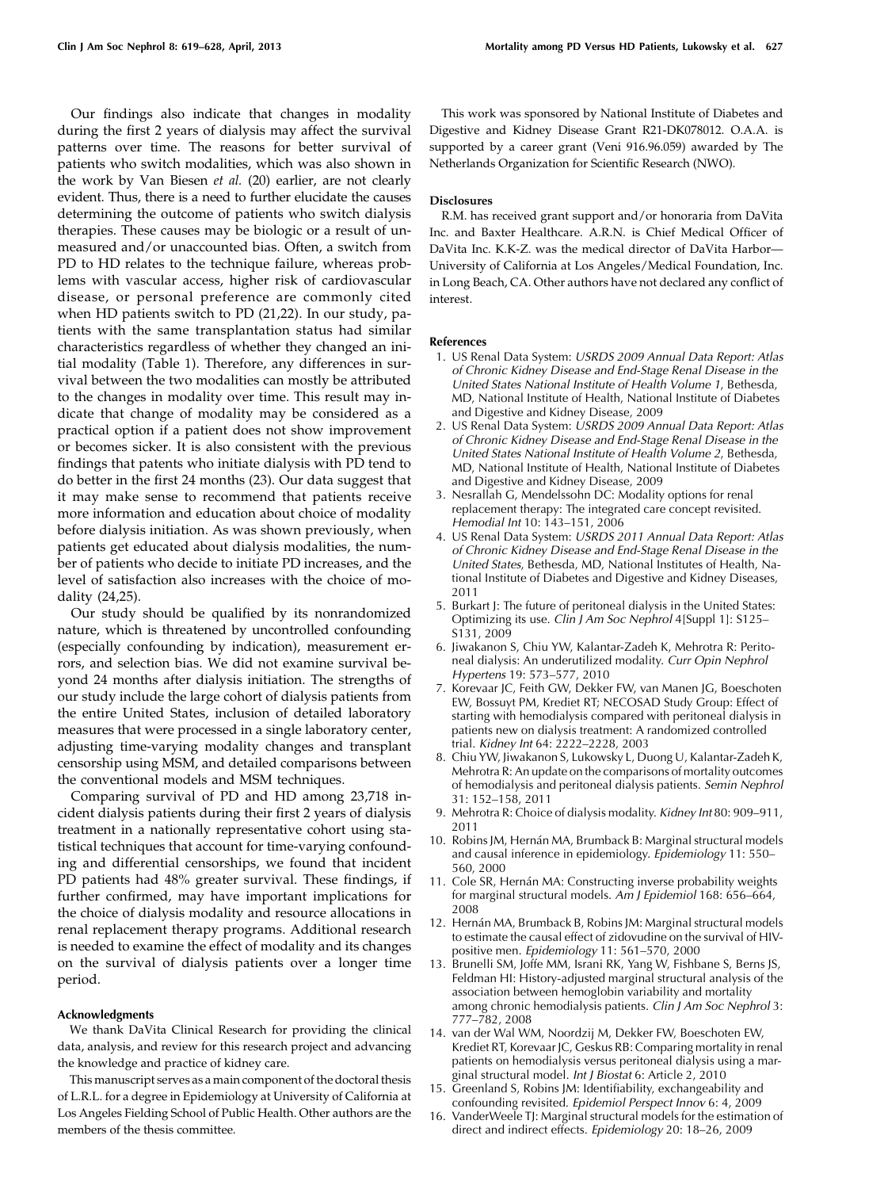Our findings also indicate that changes in modality during the first 2 years of dialysis may affect the survival patterns over time. The reasons for better survival of patients who switch modalities, which was also shown in the work by Van Biesen *et al.* (20) earlier, are not clearly evident. Thus, there is a need to further elucidate the causes determining the outcome of patients who switch dialysis therapies. These causes may be biologic or a result of unmeasured and/or unaccounted bias. Often, a switch from PD to HD relates to the technique failure, whereas problems with vascular access, higher risk of cardiovascular disease, or personal preference are commonly cited when HD patients switch to PD (21,22). In our study, patients with the same transplantation status had similar characteristics regardless of whether they changed an initial modality (Table 1). Therefore, any differences in survival between the two modalities can mostly be attributed to the changes in modality over time. This result may indicate that change of modality may be considered as a practical option if a patient does not show improvement or becomes sicker. It is also consistent with the previous findings that patents who initiate dialysis with PD tend to do better in the first 24 months (23). Our data suggest that it may make sense to recommend that patients receive more information and education about choice of modality before dialysis initiation. As was shown previously, when patients get educated about dialysis modalities, the number of patients who decide to initiate PD increases, and the level of satisfaction also increases with the choice of modality (24,25).

Our study should be qualified by its nonrandomized nature, which is threatened by uncontrolled confounding (especially confounding by indication), measurement errors, and selection bias. We did not examine survival beyond 24 months after dialysis initiation. The strengths of our study include the large cohort of dialysis patients from the entire United States, inclusion of detailed laboratory measures that were processed in a single laboratory center, adjusting time-varying modality changes and transplant censorship using MSM, and detailed comparisons between the conventional models and MSM techniques.

Comparing survival of PD and HD among 23,718 incident dialysis patients during their first 2 years of dialysis treatment in a nationally representative cohort using statistical techniques that account for time-varying confounding and differential censorships, we found that incident PD patients had 48% greater survival. These findings, if further confirmed, may have important implications for the choice of dialysis modality and resource allocations in renal replacement therapy programs. Additional research is needed to examine the effect of modality and its changes on the survival of dialysis patients over a longer time period.

### Acknowledgments

We thank DaVita Clinical Research for providing the clinical data, analysis, and review for this research project and advancing the knowledge and practice of kidney care.

This manuscript serves as a main component of the doctoral thesis of L.R.L. for a degree in Epidemiology at University of California at Los Angeles Fielding School of Public Health. Other authors are the members of the thesis committee.

This work was sponsored by National Institute of Diabetes and Digestive and Kidney Disease Grant R21-DK078012. O.A.A. is supported by a career grant (Veni 916.96.059) awarded by The Netherlands Organization for Scientific Research (NWO).

### Disclosures

R.M. has received grant support and/or honoraria from DaVita Inc. and Baxter Healthcare. A.R.N. is Chief Medical Officer of DaVita Inc. K.K-Z. was the medical director of DaVita Harbor—University of California at Los Angeles/Medical Foundation, Inc. in Long Beach, CA. Other authors have not declared any conflict of interest.

### References

1. US Renal Data System: *USRDS 2009 Annual Data Report: Atlas of Chronic Kidney Disease and End-Stage Renal Disease in the United States National Institute of Health Volume 1*, Bethesda, MD, National Institute of Health, National Institute of Diabetes and Digestive and Kidney Disease, 2009
2. US Renal Data System: *USRDS 2009 Annual Data Report: Atlas of Chronic Kidney Disease and End-Stage Renal Disease in the United States National Institute of Health Volume 2*, Bethesda, MD, National Institute of Health, National Institute of Diabetes and Digestive and Kidney Disease, 2009
3. Nesrallah G, Mendelssohn DC: Modality options for renal replacement therapy: The integrated care concept revisited. *Hemodial Int* 10: 143–151, 2006
4. US Renal Data System: *USRDS 2011 Annual Data Report: Atlas of Chronic Kidney Disease and End-Stage Renal Disease in the United States*, Bethesda, MD, National Institutes of Health, National Institute of Diabetes and Digestive and Kidney Diseases, 2011
5. Burkart J: The future of peritoneal dialysis in the United States: Optimizing its use. *Clin J Am Soc Nephrol* 4[Suppl 1]: S125–S131, 2009
6. Jiwakanon S, Chiu YW, Kalantar-Zadeh K, Mehrotra R: Peritoneal dialysis: An underutilized modality. *Curr Opin Nephrol Hypertens* 19: 573–577, 2010
7. Korevaar JC, Feith GW, Dekker FW, van Manen JG, Boeschoten EW, Bossuyt PM, Krediet RT; NECOSAD Study Group: Effect of starting with hemodialysis compared with peritoneal dialysis in patients new on dialysis treatment: A randomized controlled trial. *Kidney Int* 64: 2222–2228, 2003
8. Chiu YW, Jiwakanon S, Lukowsky L, Duong U, Kalantar-Zadeh K, Mehrotra R: An update on the comparisons of mortality outcomes of hemodialysis and peritoneal dialysis patients. *Semin Nephrol* 31: 152–158, 2011
9. Mehrotra R: Choice of dialysis modality. *Kidney Int* 80: 909–911, 2011
10. Robins JM, Hernán MA, Brumback B: Marginal structural models and causal inference in epidemiology. *Epidemiology* 11: 550–560, 2000
11. Cole SR, Hernán MA: Constructing inverse probability weights for marginal structural models. *Am J Epidemiol* 168: 656–664, 2008
12. Hernán MA, Brumback B, Robins JM: Marginal structural models to estimate the causal effect of zidovudine on the survival of HIV-positive men. *Epidemiology* 11: 561–570, 2000
13. Brunelli SM, Joffe MM, Israni RK, Yang W, Fishbane S, Berns JS, Feldman HI: History-adjusted marginal structural analysis of the association between hemoglobin variability and mortality among chronic hemodialysis patients. *Clin J Am Soc Nephrol* 3: 777–782, 2008
14. van der Wal WM, Noordzij M, Dekker FW, Boeschoten EW, Krediet RT, Korevaar JC, Geskus RB: Comparing mortality in renal patients on hemodialysis versus peritoneal dialysis using a marginal structural model. *Int J Biostat* 6: Article 2, 2010
15. Greenland S, Robins JM: Identifiability, exchangeability and confounding revisited. *Epidemiol Perspect Innov* 6: 4, 2009
16. VanderWeele TJ: Marginal structural models for the estimation of direct and indirect effects. *Epidemiology* 20: 18–26, 2009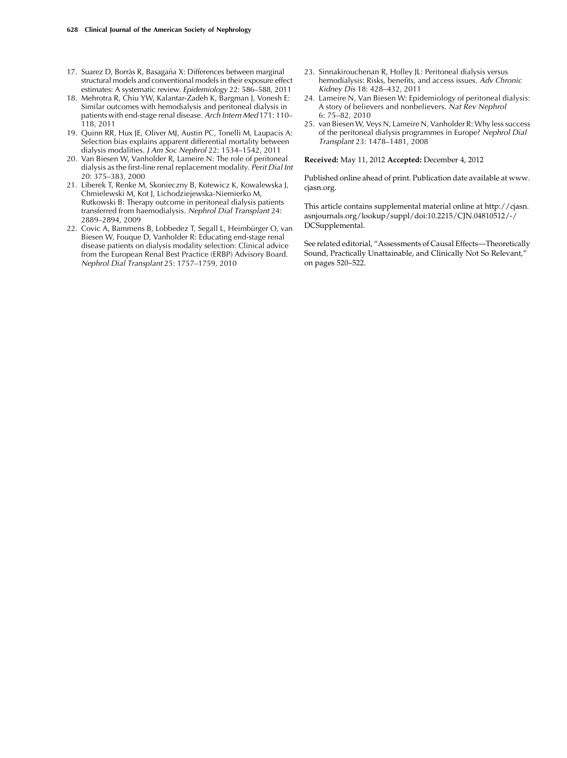17. Suarez D, Borràs R, Basagaña X: Differences between marginal structural models and conventional models in their exposure effect estimates: A systematic review. *Epidemiology* 22: 586–588, 2011
18. Mehrotra R, Chiu YW, Kalantar-Zadeh K, Bargman J, Vonesh E: Similar outcomes with hemodialysis and peritoneal dialysis in patients with end-stage renal disease. *Arch Intern Med* 171: 110–118, 2011
19. Quinn RR, Hux JE, Oliver MJ, Austin PC, Tonelli M, Laupacis A: Selection bias explains apparent differential mortality between dialysis modalities. *J Am Soc Nephrol* 22: 1534–1542, 2011
20. Van Biesen W, Vanholder R, Lameire N: The role of peritoneal dialysis as the first-line renal replacement modality. *Perit Dial Int* 20: 375–383, 2000
21. Liberek T, Renke M, Skonieczny B, Kotewicz K, Kowalewska J, Chmielewski M, Kot J, Lichodziejewska-Niemierko M, Rutkowski B: Therapy outcome in peritoneal dialysis patients transferred from haemodialysis. *Nephrol Dial Transplant* 24: 2889–2894, 2009
22. Covic A, Bammens B, Lobbedez T, Segall L, Heimbürger O, van Biesen W, Fouque D, Vanholder R: Educating end-stage renal disease patients on dialysis modality selection: Clinical advice from the European Renal Best Practice (ERBP) Advisory Board. *Nephrol Dial Transplant* 25: 1757–1759, 2010
23. Sinnakirouchenan R, Holley JL: Peritoneal dialysis versus hemodialysis: Risks, benefits, and access issues. *Adv Chronic Kidney Dis* 18: 428–432, 2011
24. Lameire N, Van Biesen W: Epidemiology of peritoneal dialysis: A story of believers and nonbelievers. *Nat Rev Nephrol* 6: 75–82, 2010
25. van Biesen W, Veys N, Lameire N, Vanholder R: Why less success of the peritoneal dialysis programmes in Europe? *Nephrol Dial Transplant* 23: 1478–1481, 2008

**Received:** May 11, 2012 **Accepted:** December 4, 2012

Published online ahead of print. Publication date available at www.cjasn.org.

This article contains supplemental material online at http://cjasn.asnjournals.org/lookup/suppl/doi:10.2215/CJN.04810512/-/DCSupplemental.

See related editorial, "Assessments of Causal Effects—Theoretically Sound, Practically Unattainable, and Clinically Not So Relevant," on pages 520–522.